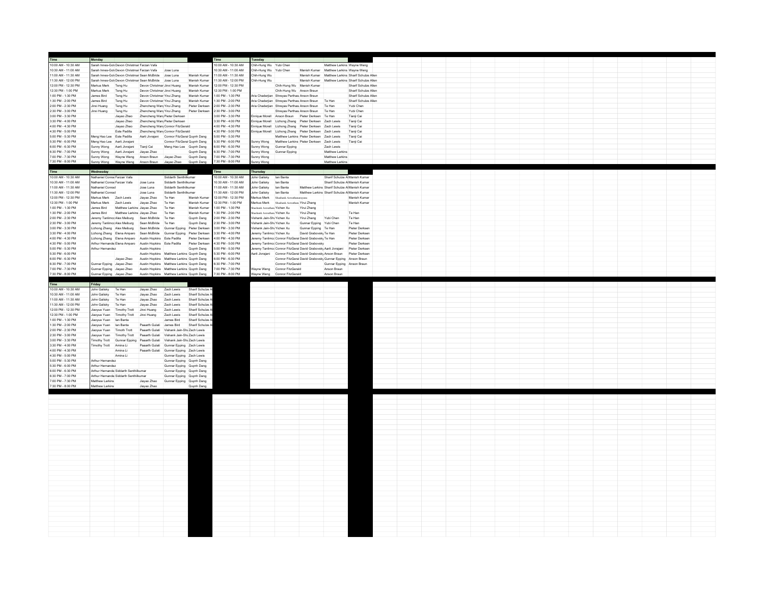| Time | Monday | | | | |
|---|---|---|---|---|---|
| 10:00 AM - 10:30 AM | Sarah Innes-Gold | Devon Christman | Farzan Vafa | | |
| 10:30 AM - 11:00 AM | Sarah Innes-Gold | Devon Christman | Farzan Vafa | Jose Luna | |
| 11:00 AM - 11:30 AM | Sarah Innes-Gold | Devon Christman | Sean McBride | Jose Luna | Manish Kumar |
| 11:30 AM - 12:00 PM | Sarah Innes-Gold | Devon Christman | Sean McBride | Jose Luna | Manish Kumar |
| 12:00 PM - 12:30 PM | Markus Merk | Teng Hu | Devon Christman | Jinxi Huang | Manish Kumar |
| 12:30 PM - 1:00 PM | Markus Merk | Teng Hu | Devon Christman | Jinxi Huang | Manish Kumar |
| 1:00 PM - 1:30 PM | James Bird | Teng Hu | Devon Christman | Yirui Zhang | Manish Kumar |
| 1:30 PM - 2:00 PM | James Bird | Teng Hu | Devon Christman | Yirui Zhang | Manish Kumar |
| 2:00 PM - 2:30 PM | Jinxi Huang | Teng Hu | Zhencheng Wang | Yirui Zhang | Pieter Derksen |
| 2:30 PM - 3:00 PM | Jinxi Huang | Teng Hu | Zhencheng Wang | Yirui Zhang | Pieter Derksen |
| 3:00 PM - 3:30 PM | | Jiayao Zhao | Zhencheng Wang | Pieter Derksen | |
| 3:30 PM - 4:00 PM | | Jiayao Zhao | Zhencheng Wang | Pieter Derksen | |
| 4:00 PM - 4:30 PM | | Jiayao Zhao | Zhencheng Wang | Connor FitzGerald | |
| 4:30 PM - 5:00 PM | | Este Padilla | Zhencheng Wang | Connor FitzGerald | |
| 5:00 PM - 5:30 PM | Meng Hao Lee | Este Padilla | Aarti Jivrajani | Connor FitzGerald | Quynh Dang |
| 5:30 PM - 6:00 PM | Meng Hao Lee | Aarti Jivrajani | | Connor FitzGerald | Quynh Dang |
| 6:00 PM - 6:30 PM | Sunny Wong | Aarti Jivrajani | Tianji Cai | Meng Hao Lee | Quynh Dang |
| 6:30 PM - 7:00 PM | Sunny Wong | Aarti Jivrajani | Jiayao Zhao | | Quynh Dang |
| 7:00 PM - 7:30 PM | Sunny Wong | Wayne Weng | Anson Braun | Jiayao Zhao | Quynh Dang |
| 7:30 PM - 8:00 PM | Sunny Wong | Wayne Weng | Anson Braun | Jiayao Zhao | Quynh Dang |

| Time | Tuesday | | | | |
|---|---|---|---|---|---|
| 10:00 AM - 10:30 AM | Chih-Hung Wu | Yubi Chen | | Matthew Larkins | Wayne Weng |
| 10:30 AM - 11:00 AM | Chih-Hung Wu | Yubi Chen | Manish Kumar | Matthew Larkins | Wayne Weng |
| 11:00 AM - 11:30 AM | Chih-Hung Wu | | Manish Kumar | Matthew Larkins | Sharif Schulze Allen |
| 11:30 AM - 12:00 PM | Chih-Hung Wu | | Manish Kumar | Matthew Larkins | Sharif Schulze Allen |
| 12:00 PM - 12:30 PM | | Chih-Hung Wu | Manish Kumar | | Sharif Schulze Allen |
| 12:30 PM - 1:00 PM | | Chih-Hung Wu | Anson Braun | | Sharif Schulze Allen |
| 1:00 PM - 1:30 PM | Aria Chaderjian | Shreyas Parthasarathy | Anson Braun | | Sharif Schulze Allen |
| 1:30 PM - 2:00 PM | Aria Chaderjian | Shreyas Parthasarathy | Anson Braun | Te Han | Sharif Schulze Allen |
| 2:00 PM - 2:30 PM | Aria Chaderjian | Shreyas Parthasarathy | Anson Braun | Te Han | Yubi Chen |
| 2:30 PM - 3:00 PM | | Shreyas Parthasarathy | Anson Braun | Te Han | Yubi Chen |
| 3:00 PM - 3:30 PM | Enrique Morell | Anson Braun | Pieter Derksen | Te Han | Tianji Cai |
| 3:30 PM - 4:00 PM | Enrique Morell | Lizhong Zhang | Pieter Derksen | Zach Lewis | Tianji Cai |
| 4:00 PM - 4:30 PM | Enrique Morell | Lizhong Zhang | Pieter Derksen | Zach Lewis | Tianji Cai |
| 4:30 PM - 5:00 PM | Enrique Morell | Lizhong Zhang | Pieter Derksen | Zach Lewis | Tianji Cai |
| 5:00 PM - 5:30 PM | | Matthew Larkins | Pieter Derksen | Zach Lewis | Tianji Cai |
| 5:30 PM - 6:00 PM | Sunny Wong | Matthew Larkins | Pieter Derksen | Zach Lewis | Tianji Cai |
| 6:00 PM - 6:30 PM | Sunny Wong | Gunnar Epping | | Zach Lewis | |
| 6:30 PM - 7:00 PM | Sunny Wong | Gunnar Epping | | Matthew Larkins | |
| 7:00 PM - 7:30 PM | Sunny Wong | | | Matthew Larkins | |
| 7:30 PM - 8:00 PM | Sunny Wong | | | Matthew Larkins | |

| Time | Wednesday | | | | |
|---|---|---|---|---|---|
| 10:00 AM - 10:30 AM | Nathaniel Conrad | Farzan Vafa | | Siddarth Senthilkumar | |
| 10:30 AM - 11:00 AM | Nathaniel Conrad | Farzan Vafa | Jose Luna | Siddarth Senthilkumar | |
| 11:00 AM - 11:30 AM | Nathaniel Conrad | | Jose Luna | Siddarth Senthilkumar | |
| 11:30 AM - 12:00 PM | Nathaniel Conrad | | Jose Luna | Siddarth Senthilkumar | |
| 12:00 PM - 12:30 PM | Markus Merk | Zach Lewis | Jiayao Zhao | Te Han | Manish Kumar |
| 12:30 PM - 1:00 PM | Markus Merk | Zach Lewis | Jiayao Zhao | Te Han | Manish Kumar |
| 1:00 PM - 1:30 PM | James Bird | Matthew Larkins | Jiayao Zhao | Te Han | Manish Kumar |
| 1:30 PM - 2:00 PM | James Bird | Matthew Larkins | Jiayao Zhao | Te Han | Manish Kumar |
| 2:00 PM - 2:30 PM | Jeremy Tanlimco | Alex Meiburg | Sean McBride | Te Han | Quynh Dang |
| 2:30 PM - 3:00 PM | Jeremy Tanlimco | Alex Meiburg | Sean McBride | Te Han | Quynh Dang |
| 3:00 PM - 3:30 PM | Lizhong Zhang | Alex Meiburg | Sean McBride | Gunnar Epping | Pieter Derksen |
| 3:30 PM - 4:00 PM | Lizhong Zhang | Elena Amparo | Sean McBride | Gunnar Epping | Pieter Derksen |
| 4:00 PM - 4:30 PM | Lizhong Zhang | Elena Amparo | Austin Hopkins | Este Padilla | Pieter Derksen |
| 4:30 PM - 5:00 PM | Arthur Hernandez | Elena Amparo | Austin Hopkins | Este Padilla | Pieter Derksen |
| 5:00 PM - 5:30 PM | Arthur Hernandez | | Austin Hopkins | | Quynh Dang |
| 5:30 PM - 6:00 PM | | | Austin Hopkins | Matthew Larkins | Quynh Dang |
| 6:00 PM - 6:30 PM | | Jiayao Zhao | Austin Hopkins | Matthew Larkins | Quynh Dang |
| 6:30 PM - 7:00 PM | Gunnar Epping | Jiayao Zhao | Austin Hopkins | Matthew Larkins | Quynh Dang |
| 7:00 PM - 7:30 PM | Gunnar Epping | Jiayao Zhao | Austin Hopkins | Matthew Larkins | Quynh Dang |
| 7:30 PM - 8:00 PM | Gunnar Epping | Jiayao Zhao | Austin Hopkins | Matthew Larkins | Quynh Dang |

| Time | Thursday | | | | |
|---|---|---|---|---|---|
| 10:00 AM - 10:30 AM | John Galisky | Ian Banta | | Sharif Schulze Allen | Manish Kumar |
| 10:30 AM - 11:00 AM | John Galisky | Ian Banta | | Sharif Schulze Allen | Manish Kumar |
| 11:00 AM - 11:30 AM | John Galisky | Ian Banta | Matthew Larkins | Sharif Schulze Allen | Manish Kumar |
| 11:30 AM - 12:00 PM | John Galisky | Ian Banta | Matthew Larkins | Sharif Schulze Allen | Manish Kumar |
| 12:00 PM - 12:30 PM | Markus Merk | Shashank Aswathanarayana | | | Manish Kumar |
| 12:30 PM - 1:00 PM | Markus Merk | Shashank Aswathanarayana | Yirui Zhang | | Manish Kumar |
| 1:00 PM - 1:30 PM | Shashank Aswathanarayana | Yichen Xu | Yirui Zhang | | |
| 1:30 PM - 2:00 PM | Shashank Aswathanarayana | Yichen Xu | Yirui Zhang | | Te Han |
| 2:00 PM - 2:30 PM | Vishank Jain-Sharma | Yichen Xu | Yirui Zhang | Yubi Chen | Te Han |
| 2:30 PM - 3:00 PM | Vishank Jain-Sharma | Yichen Xu | Gunnar Epping | Yubi Chen | Te Han |
| 3:00 PM - 3:30 PM | Vishank Jain-Sharma | Yichen Xu | Gunnar Epping | Te Han | Pieter Derksen |
| 3:30 PM - 4:00 PM | Jeremy Tanlimco | Yichen Xu | David Grabovsky | Te Han | Pieter Derksen |
| 4:00 PM - 4:30 PM | Jeremy Tanlimco | Connor FitzGerald | David Grabovsky | Te Han | Pieter Derksen |
| 4:30 PM - 5:00 PM | Jeremy Tanlimco | Connor FitzGerald | David Grabovsky | | Pieter Derksen |
| 5:00 PM - 5:30 PM | Jeremy Tanlimco | Connor FitzGerald | David Grabovsky | Aarti Jivrajani | Pieter Derksen |
| 5:30 PM - 6:00 PM | Aarti Jivrajani | Connor FitzGerald | David Grabovsky | Anson Braun | Pieter Derksen |
| 6:00 PM - 6:30 PM | | Connor FitzGerald | David Grabovsky | Gunnar Epping | Anson Braun |
| 6:30 PM - 7:00 PM | | Connor FitzGerald | | Gunnar Epping | Anson Braun |
| 7:00 PM - 7:30 PM | Wayne Weng | Connor FitzGerald | | Anson Braun | |
| 7:30 PM - 8:00 PM | Wayne Weng | Connor FitzGerald | | Anson Braun | |

| Time | Friday | | | | |
|---|---|---|---|---|---|
| 10:00 AM - 10:30 AM | John Galisky | Te Han | Jiayao Zhao | Zach Lewis | Sharif Schulze A |
| 10:30 AM - 11:00 AM | John Galisky | Te Han | Jiayao Zhao | Zach Lewis | Sharif Schulze A |
| 11:00 AM - 11:30 AM | John Galisky | Te Han | Jiayao Zhao | Zach Lewis | Sharif Schulze A |
| 11:30 AM - 12:00 PM | John Galisky | Te Han | Jiayao Zhao | Zach Lewis | Sharif Schulze A |
| 12:00 PM - 12:30 PM | Jiaoyue Yuan | Timothy Trott | Jinxi Huang | Zach Lewis | Sharif Schulze A |
| 12:30 PM - 1:00 PM | Jiaoyue Yuan | Timothy Trott | Jinxi Huang | Zach Lewis | Sharif Schulze A |
| 1:00 PM - 1:30 PM | Jiaoyue Yuan | Ian Banta | | James Bird | Sharif Schulze A |
| 1:30 PM - 2:00 PM | Jiaoyue Yuan | Ian Banta | Paaarth Gulati | James Bird | Sharif Schulze A |
| 2:00 PM - 2:30 PM | Jiaoyue Yuan | Timoth Trott | Paaarth Gulati | Vishank Jain-Sha | Zach Lewis |
| 2:30 PM - 3:00 PM | Jiaoyue Yuan | Timothy Trott | Paaarth Gulati | Vishank Jain-Sha | Zach Lewis |
| 3:00 PM - 3:30 PM | Timothy Trott | Gunnar Epping | Paaarth Gulati | Vishank Jain-Sha | Zach Lewis |
| 3:30 PM - 4:00 PM | Timothy Trott | Amina Li | Paaarth Gulati | Gunnar Epping | Zach Lewis |
| 4:00 PM - 4:30 PM | | Amina Li | Paaarth Gulati | Gunnar Epping | Zach Lewis |
| 4:30 PM - 5:00 PM | | Amina Li | | Gunnar Epping | Zach Lewis |
| 5:00 PM - 5:30 PM | Arthur Hernandez | | | Gunnar Epping | Quynh Dang |
| 5:30 PM - 6:00 PM | Arthur Hernandez | | | Gunnar Epping | Quynh Dang |
| 6:00 PM - 6:30 PM | Arthur Hernandez | Siddarth Senthilkumar | | Gunnar Epping | Quynh Dang |
| 6:30 PM - 7:00 PM | Arthur Hernandez | Siddarth Senthilkumar | | Gunnar Epping | Quynh Dang |
| 7:00 PM - 7:30 PM | Matthew Larkins | | Jiayao Zhao | Gunnar Epping | Quynh Dang |
| 7:30 PM - 8:00 PM | Matthew Larkins | | Jiayao Zhao | | Quynh Dang |